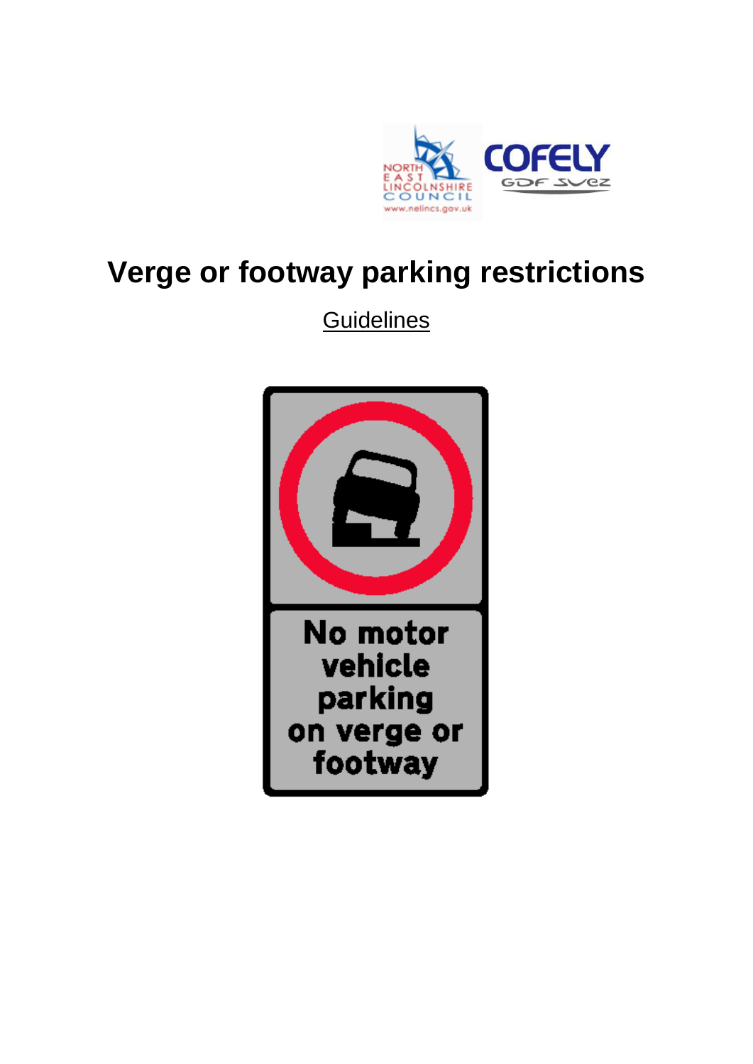# Verge or footway parking restrictions

Guidelines

No motor vehicle parking on verge or footway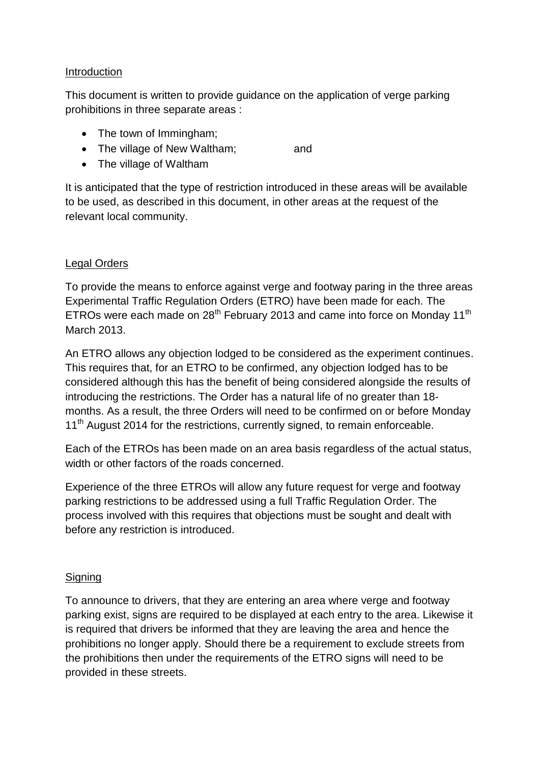## Introduction

This document is written to provide guidance on the application of verge parking prohibitions in three separate areas :

- The town of Immingham;
- The village of New Waltham; and
- The village of Waltham

It is anticipated that the type of restriction introduced in these areas will be available to be used, as described in this document, in other areas at the request of the relevant local community.

## Legal Orders

To provide the means to enforce against verge and footway paring in the three areas Experimental Traffic Regulation Orders (ETRO) have been made for each. The ETROs were each made on 28th February 2013 and came into force on Monday 11th March 2013.

An ETRO allows any objection lodged to be considered as the experiment continues. This requires that, for an ETRO to be confirmed, any objection lodged has to be considered although this has the benefit of being considered alongside the results of introducing the restrictions. The Order has a natural life of no greater than 18-months. As a result, the three Orders will need to be confirmed on or before Monday 11th August 2014 for the restrictions, currently signed, to remain enforceable.

Each of the ETROs has been made on an area basis regardless of the actual status, width or other factors of the roads concerned.

Experience of the three ETROs will allow any future request for verge and footway parking restrictions to be addressed using a full Traffic Regulation Order. The process involved with this requires that objections must be sought and dealt with before any restriction is introduced.

## Signing

To announce to drivers, that they are entering an area where verge and footway parking exist, signs are required to be displayed at each entry to the area. Likewise it is required that drivers be informed that they are leaving the area and hence the prohibitions no longer apply. Should there be a requirement to exclude streets from the prohibitions then under the requirements of the ETRO signs will need to be provided in these streets.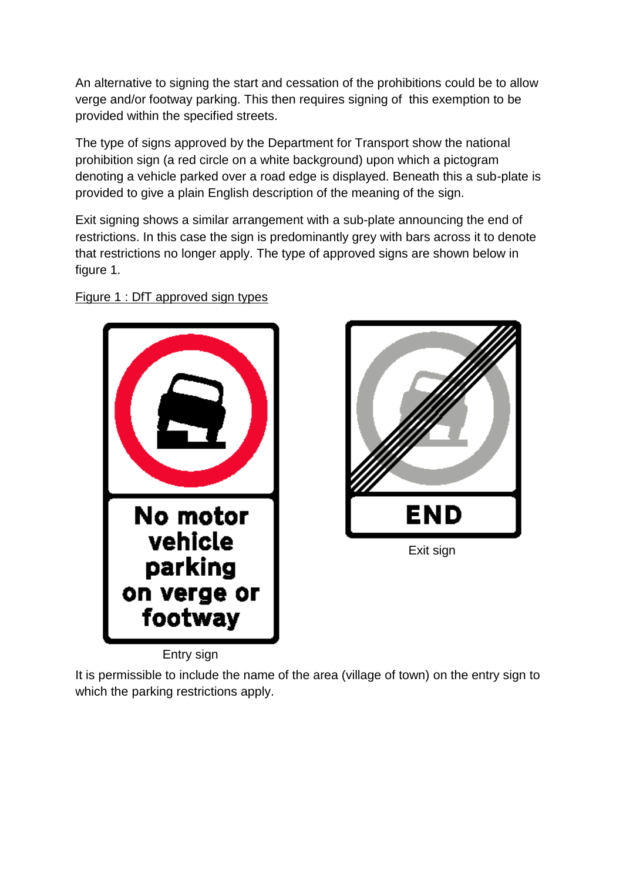An alternative to signing the start and cessation of the prohibitions could be to allow verge and/or footway parking. This then requires signing of this exemption to be provided within the specified streets.

The type of signs approved by the Department for Transport show the national prohibition sign (a red circle on a white background) upon which a pictogram denoting a vehicle parked over a road edge is displayed. Beneath this a sub-plate is provided to give a plain English description of the meaning of the sign.

Exit signing shows a similar arrangement with a sub-plate announcing the end of restrictions. In this case the sign is predominantly grey with bars across it to denote that restrictions no longer apply. The type of approved signs are shown below in figure 1.

Figure 1 : DfT approved sign types

No motor vehicle parking on verge or footway

Entry sign

END

Exit sign

It is permissible to include the name of the area (village of town) on the entry sign to which the parking restrictions apply.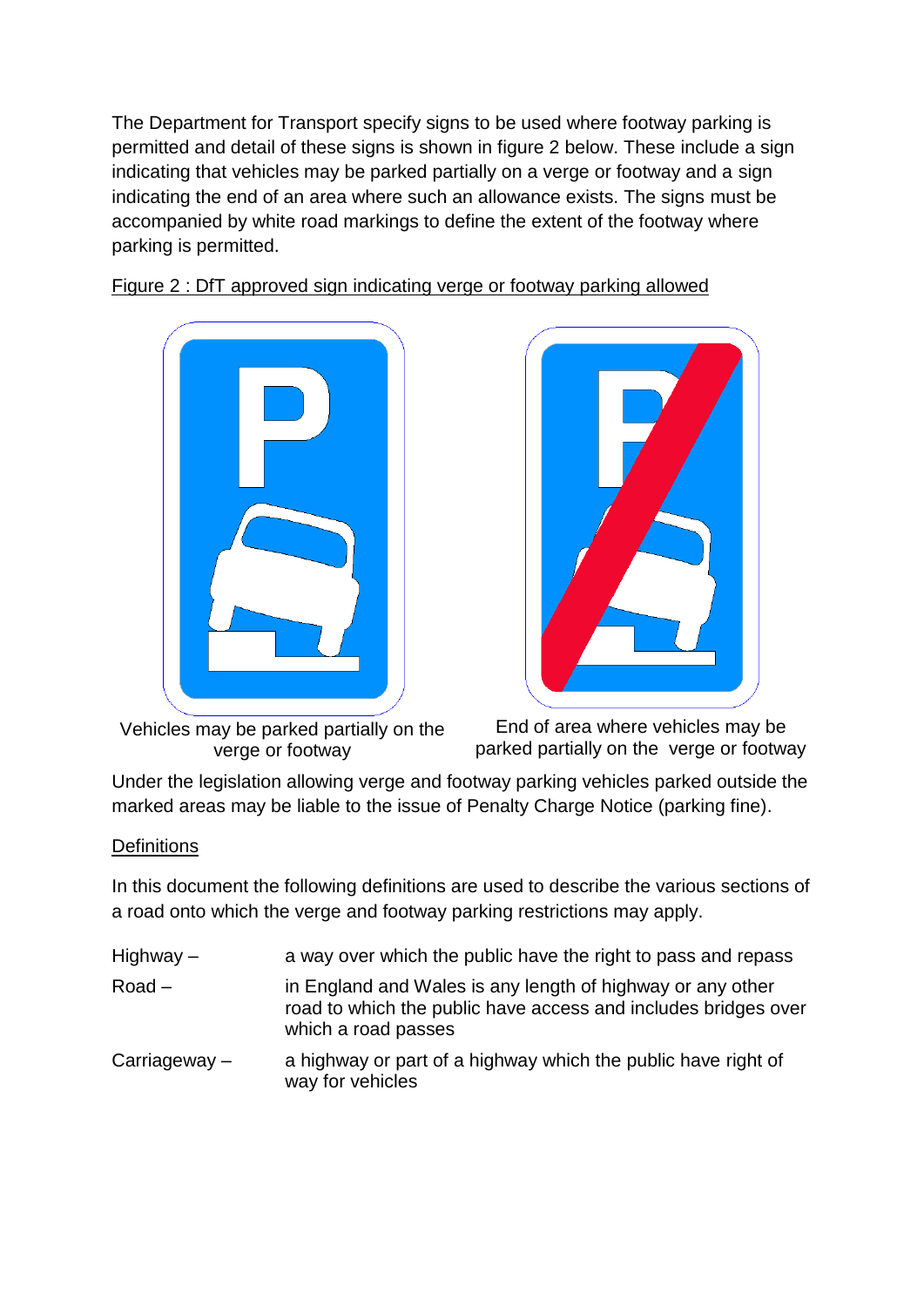The Department for Transport specify signs to be used where footway parking is permitted and detail of these signs is shown in figure 2 below. These include a sign indicating that vehicles may be parked partially on a verge or footway and a sign indicating the end of an area where such an allowance exists. The signs must be accompanied by white road markings to define the extent of the footway where parking is permitted.

Figure 2 : DfT approved sign indicating verge or footway parking allowed

Vehicles may be parked partially on the verge or footway

End of area where vehicles may be parked partially on the verge or footway

Under the legislation allowing verge and footway parking vehicles parked outside the marked areas may be liable to the issue of Penalty Charge Notice (parking fine).

Definitions

In this document the following definitions are used to describe the various sections of a road onto which the verge and footway parking restrictions may apply.

| | |
|---|---|
| Highway – | a way over which the public have the right to pass and repass |
| Road – | in England and Wales is any length of highway or any other road to which the public have access and includes bridges over which a road passes |
| Carriageway – | a highway or part of a highway which the public have right of way for vehicles |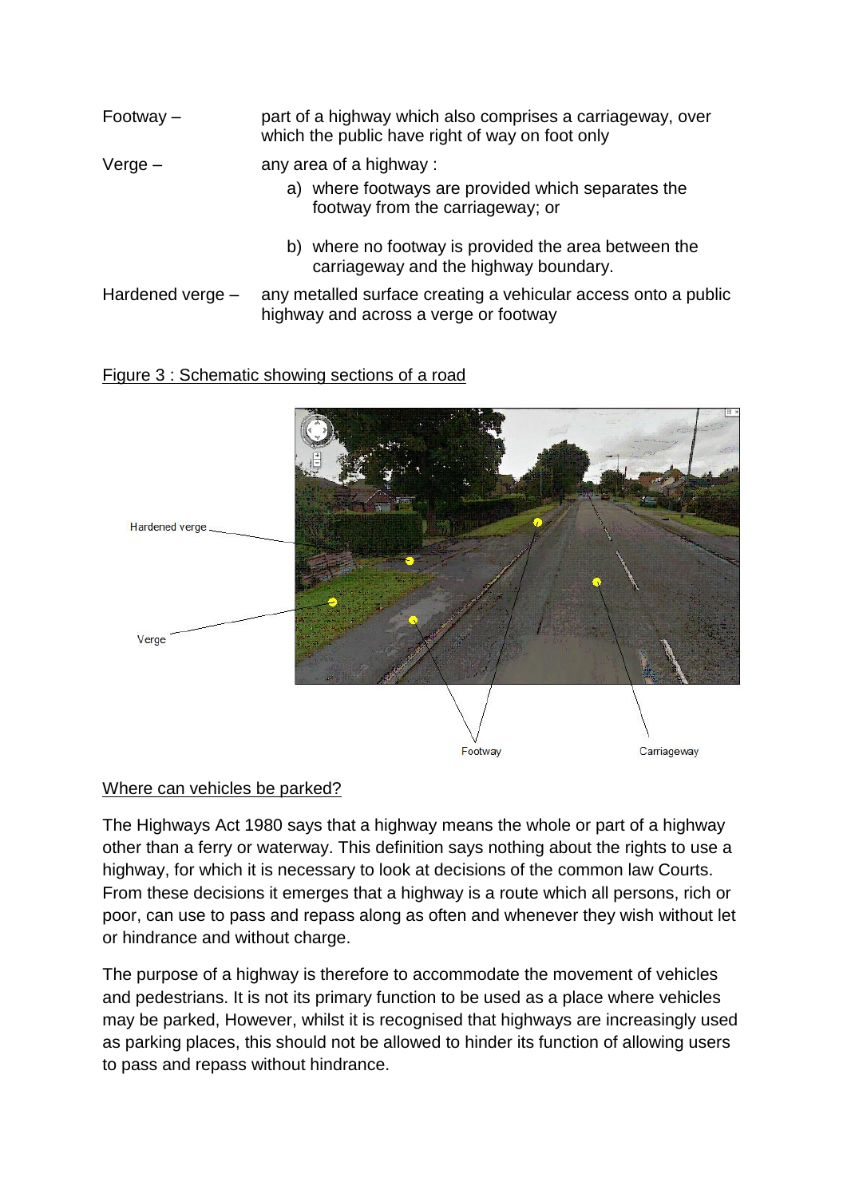Footway – part of a highway which also comprises a carriageway, over which the public have right of way on foot only

Verge – any area of a highway :

a) where footways are provided which separates the footway from the carriageway; or

b) where no footway is provided the area between the carriageway and the highway boundary.

Hardened verge – any metalled surface creating a vehicular access onto a public highway and across a verge or footway

Figure 3 : Schematic showing sections of a road

Hardened verge

Verge

Footway

Carriageway

## Where can vehicles be parked?

The Highways Act 1980 says that a highway means the whole or part of a highway other than a ferry or waterway. This definition says nothing about the rights to use a highway, for which it is necessary to look at decisions of the common law Courts. From these decisions it emerges that a highway is a route which all persons, rich or poor, can use to pass and repass along as often and whenever they wish without let or hindrance and without charge.

The purpose of a highway is therefore to accommodate the movement of vehicles and pedestrians. It is not its primary function to be used as a place where vehicles may be parked, However, whilst it is recognised that highways are increasingly used as parking places, this should not be allowed to hinder its function of allowing users to pass and repass without hindrance.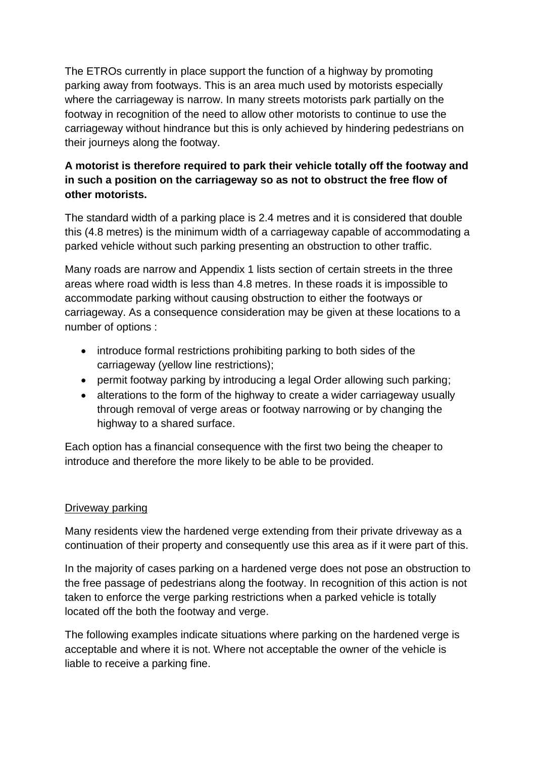The ETROs currently in place support the function of a highway by promoting parking away from footways. This is an area much used by motorists especially where the carriageway is narrow. In many streets motorists park partially on the footway in recognition of the need to allow other motorists to continue to use the carriageway without hindrance but this is only achieved by hindering pedestrians on their journeys along the footway.

**A motorist is therefore required to park their vehicle totally off the footway and in such a position on the carriageway so as not to obstruct the free flow of other motorists.**

The standard width of a parking place is 2.4 metres and it is considered that double this (4.8 metres) is the minimum width of a carriageway capable of accommodating a parked vehicle without such parking presenting an obstruction to other traffic.

Many roads are narrow and Appendix 1 lists section of certain streets in the three areas where road width is less than 4.8 metres. In these roads it is impossible to accommodate parking without causing obstruction to either the footways or carriageway. As a consequence consideration may be given at these locations to a number of options :

- introduce formal restrictions prohibiting parking to both sides of the carriageway (yellow line restrictions);
- permit footway parking by introducing a legal Order allowing such parking;
- alterations to the form of the highway to create a wider carriageway usually through removal of verge areas or footway narrowing or by changing the highway to a shared surface.

Each option has a financial consequence with the first two being the cheaper to introduce and therefore the more likely to be able to be provided.

<u>Driveway parking</u>

Many residents view the hardened verge extending from their private driveway as a continuation of their property and consequently use this area as if it were part of this.

In the majority of cases parking on a hardened verge does not pose an obstruction to the free passage of pedestrians along the footway. In recognition of this action is not taken to enforce the verge parking restrictions when a parked vehicle is totally located off the both the footway and verge.

The following examples indicate situations where parking on the hardened verge is acceptable and where it is not. Where not acceptable the owner of the vehicle is liable to receive a parking fine.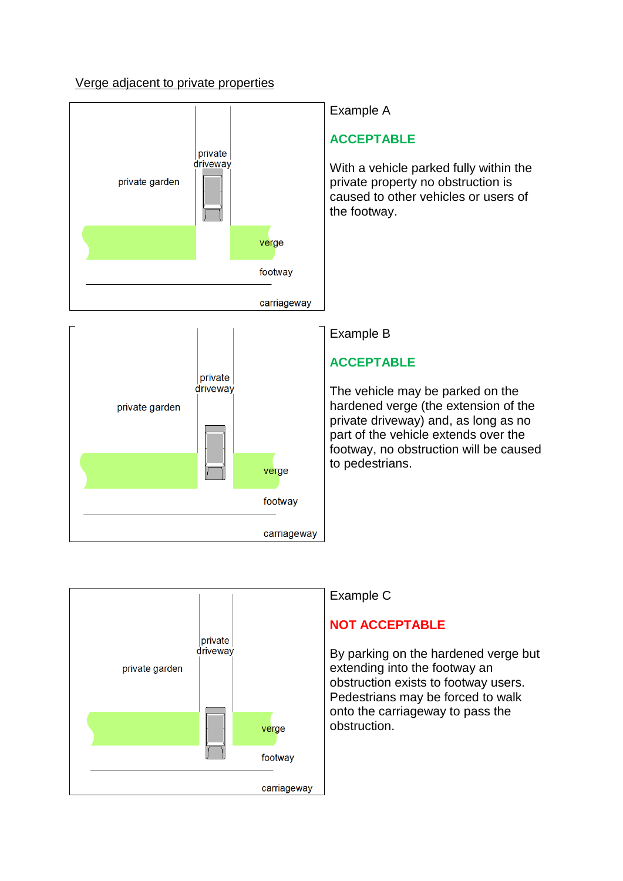Verge adjacent to private properties

private driveway

private garden

verge

footway

carriageway

Example A

**ACCEPTABLE**

With a vehicle parked fully within the private property no obstruction is caused to other vehicles or users of the footway.

private driveway

private garden

verge

footway

carriageway

Example B

**ACCEPTABLE**

The vehicle may be parked on the hardened verge (the extension of the private driveway) and, as long as no part of the vehicle extends over the footway, no obstruction will be caused to pedestrians.

private driveway

private garden

verge

footway

carriageway

Example C

**NOT ACCEPTABLE**

By parking on the hardened verge but extending into the footway an obstruction exists to footway users. Pedestrians may be forced to walk onto the carriageway to pass the obstruction.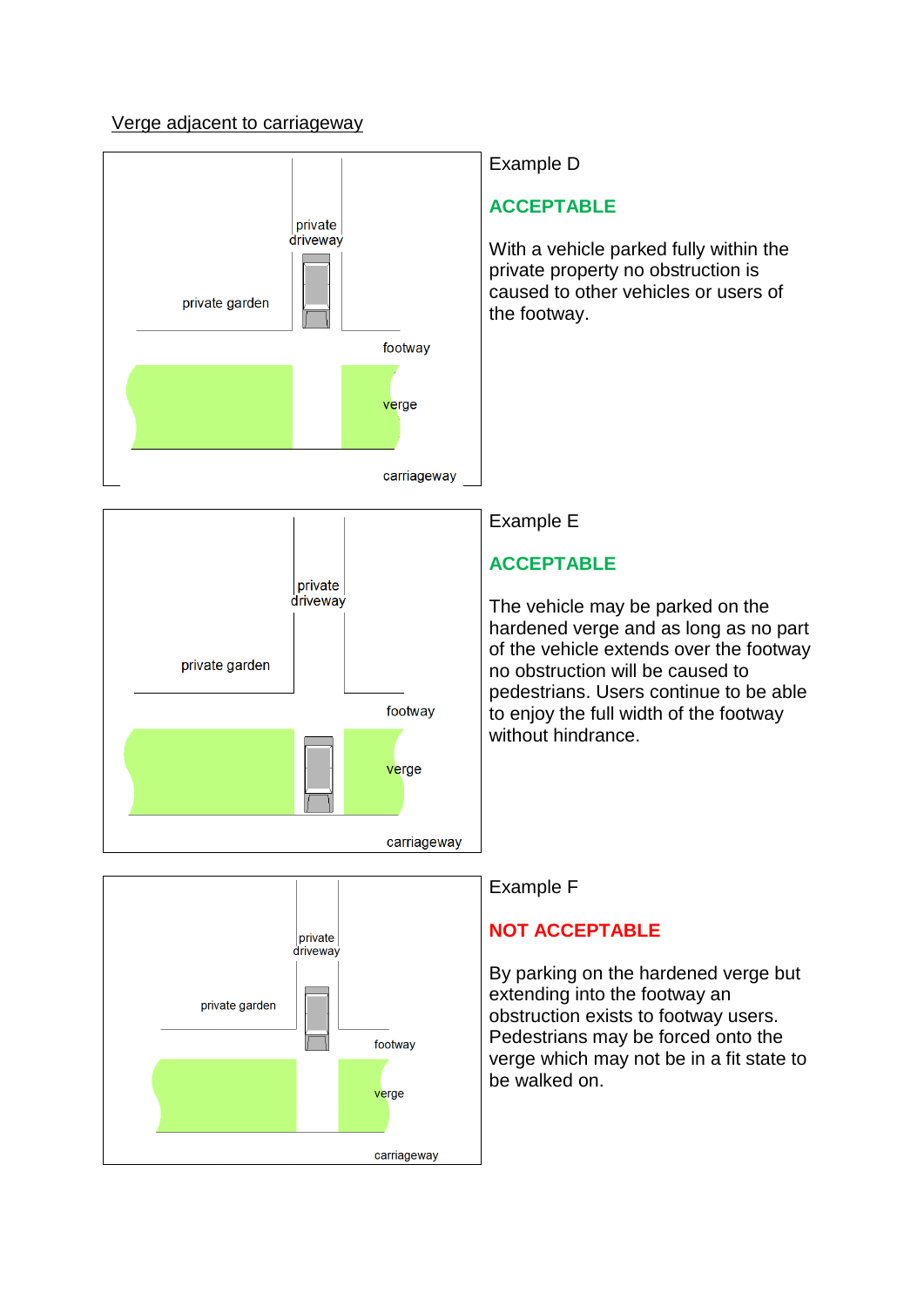## Verge adjacent to carriageway

private driveway

private garden

footway

verge

carriageway

Example D

**ACCEPTABLE**

With a vehicle parked fully within the private property no obstruction is caused to other vehicles or users of the footway.

private driveway

private garden

footway

verge

carriageway

Example E

**ACCEPTABLE**

The vehicle may be parked on the hardened verge and as long as no part of the vehicle extends over the footway no obstruction will be caused to pedestrians. Users continue to be able to enjoy the full width of the footway without hindrance.

private driveway

private garden

footway

verge

carriageway

Example F

**NOT ACCEPTABLE**

By parking on the hardened verge but extending into the footway an obstruction exists to footway users. Pedestrians may be forced onto the verge which may not be in a fit state to be walked on.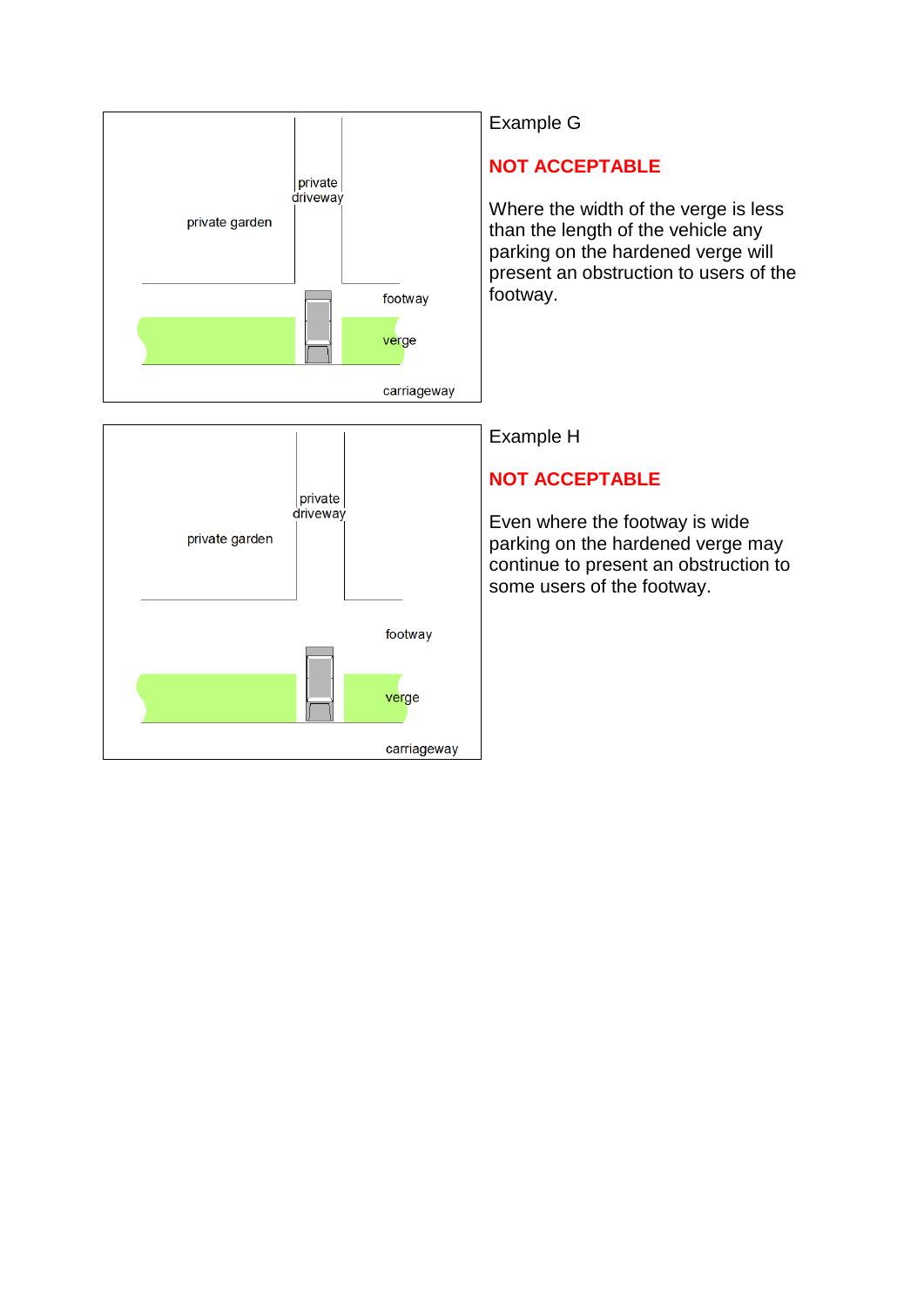private garden

private driveway

footway

verge

carriageway

Example G

**NOT ACCEPTABLE**

Where the width of the verge is less than the length of the vehicle any parking on the hardened verge will present an obstruction to users of the footway.

private garden

private driveway

footway

verge

carriageway

Example H

**NOT ACCEPTABLE**

Even where the footway is wide parking on the hardened verge may continue to present an obstruction to some users of the footway.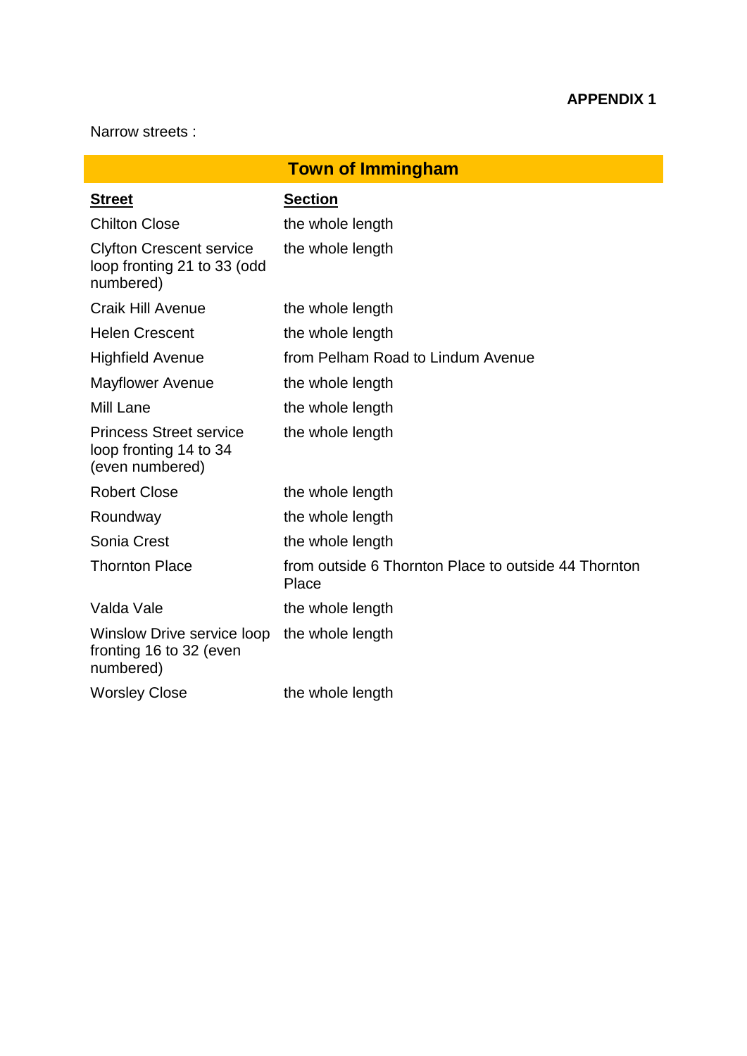**APPENDIX 1**

Narrow streets :

| Town of Immingham | |
|---|---|
| **Street** | **Section** |
| Chilton Close | the whole length |
| Clyfton Crescent service loop fronting 21 to 33 (odd numbered) | the whole length |
| Craik Hill Avenue | the whole length |
| Helen Crescent | the whole length |
| Highfield Avenue | from Pelham Road to Lindum Avenue |
| Mayflower Avenue | the whole length |
| Mill Lane | the whole length |
| Princess Street service loop fronting 14 to 34 (even numbered) | the whole length |
| Robert Close | the whole length |
| Roundway | the whole length |
| Sonia Crest | the whole length |
| Thornton Place | from outside 6 Thornton Place to outside 44 Thornton Place |
| Valda Vale | the whole length |
| Winslow Drive service loop fronting 16 to 32 (even numbered) | the whole length |
| Worsley Close | the whole length |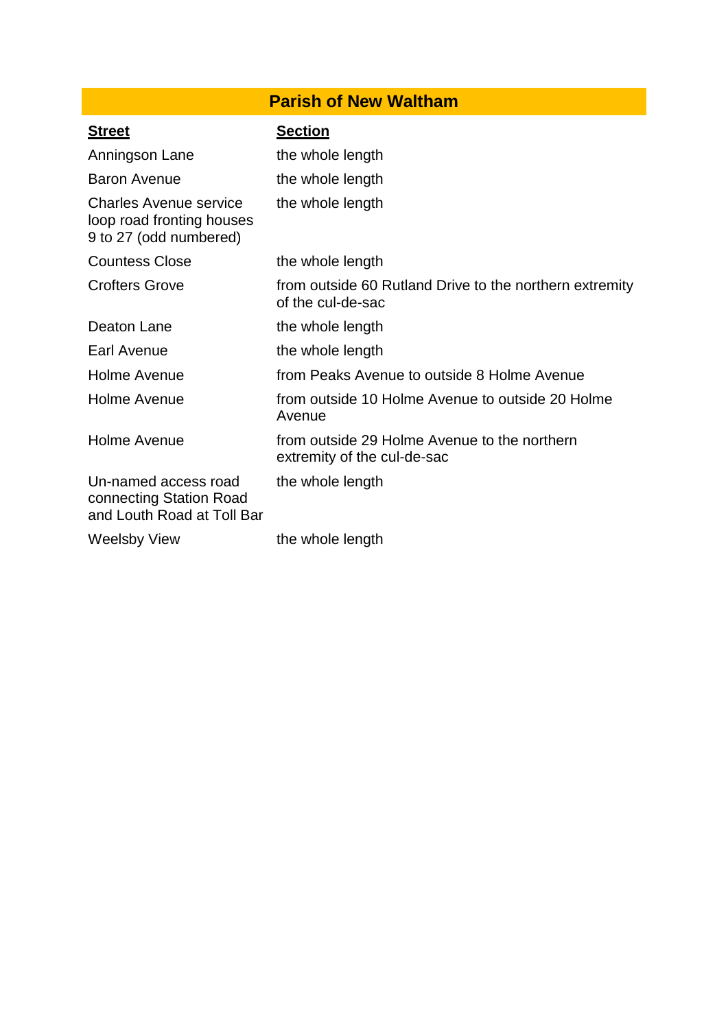## Parish of New Waltham

| Street | Section |
| --- | --- |
| Anningson Lane | the whole length |
| Baron Avenue | the whole length |
| Charles Avenue service loop road fronting houses 9 to 27 (odd numbered) | the whole length |
| Countess Close | the whole length |
| Crofters Grove | from outside 60 Rutland Drive to the northern extremity of the cul-de-sac |
| Deaton Lane | the whole length |
| Earl Avenue | the whole length |
| Holme Avenue | from Peaks Avenue to outside 8 Holme Avenue |
| Holme Avenue | from outside 10 Holme Avenue to outside 20 Holme Avenue |
| Holme Avenue | from outside 29 Holme Avenue to the northern extremity of the cul-de-sac |
| Un-named access road connecting Station Road and Louth Road at Toll Bar | the whole length |
| Weelsby View | the whole length |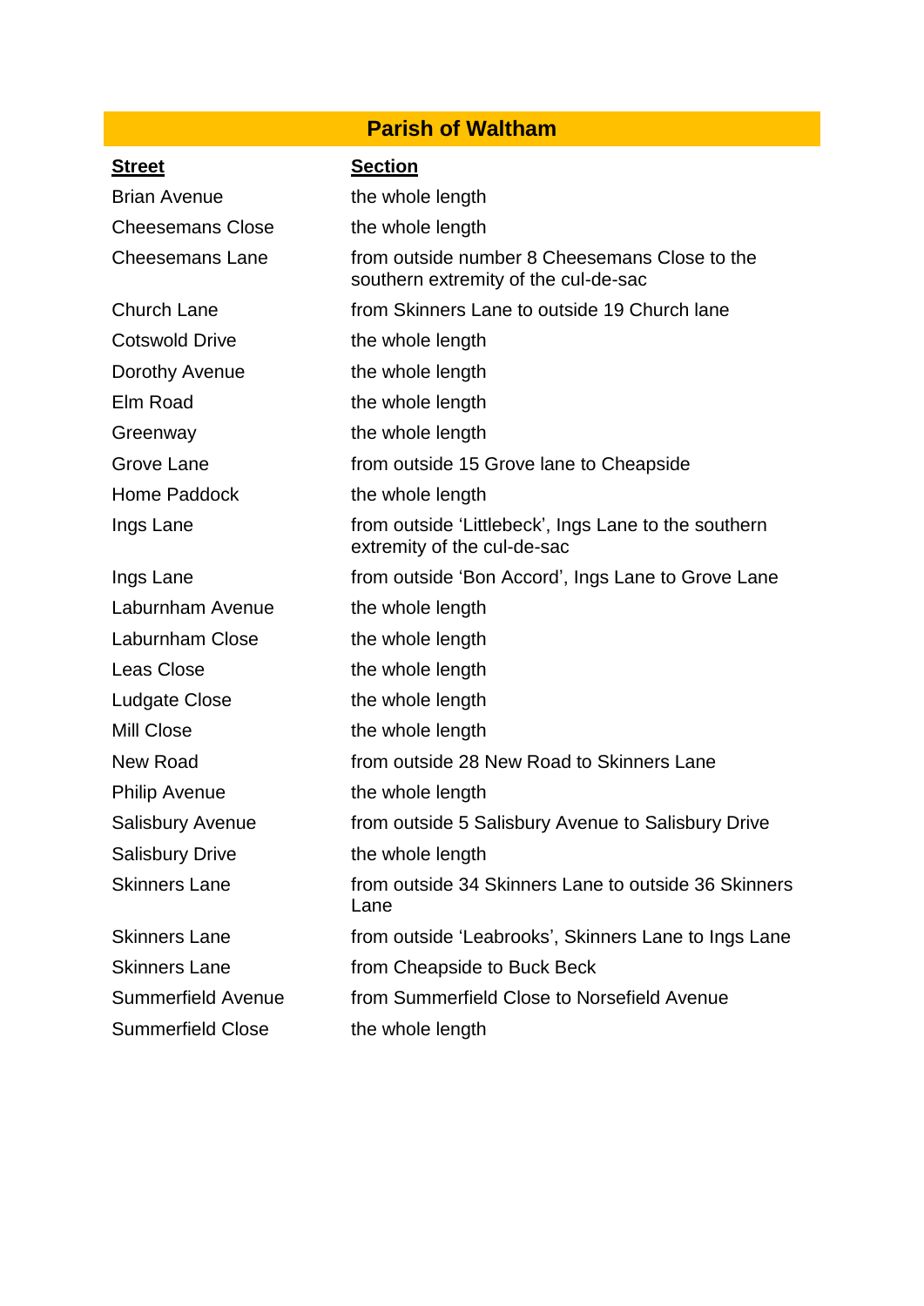## Parish of Waltham

| Street | Section |
| --- | --- |
| Brian Avenue | the whole length |
| Cheesemans Close | the whole length |
| Cheesemans Lane | from outside number 8 Cheesemans Close to the southern extremity of the cul-de-sac |
| Church Lane | from Skinners Lane to outside 19 Church lane |
| Cotswold Drive | the whole length |
| Dorothy Avenue | the whole length |
| Elm Road | the whole length |
| Greenway | the whole length |
| Grove Lane | from outside 15 Grove lane to Cheapside |
| Home Paddock | the whole length |
| Ings Lane | from outside 'Littlebeck', Ings Lane to the southern extremity of the cul-de-sac |
| Ings Lane | from outside 'Bon Accord', Ings Lane to Grove Lane |
| Laburnham Avenue | the whole length |
| Laburnham Close | the whole length |
| Leas Close | the whole length |
| Ludgate Close | the whole length |
| Mill Close | the whole length |
| New Road | from outside 28 New Road to Skinners Lane |
| Philip Avenue | the whole length |
| Salisbury Avenue | from outside 5 Salisbury Avenue to Salisbury Drive |
| Salisbury Drive | the whole length |
| Skinners Lane | from outside 34 Skinners Lane to outside 36 Skinners Lane |
| Skinners Lane | from outside 'Leabrooks', Skinners Lane to Ings Lane |
| Skinners Lane | from Cheapside to Buck Beck |
| Summerfield Avenue | from Summerfield Close to Norsefield Avenue |
| Summerfield Close | the whole length |